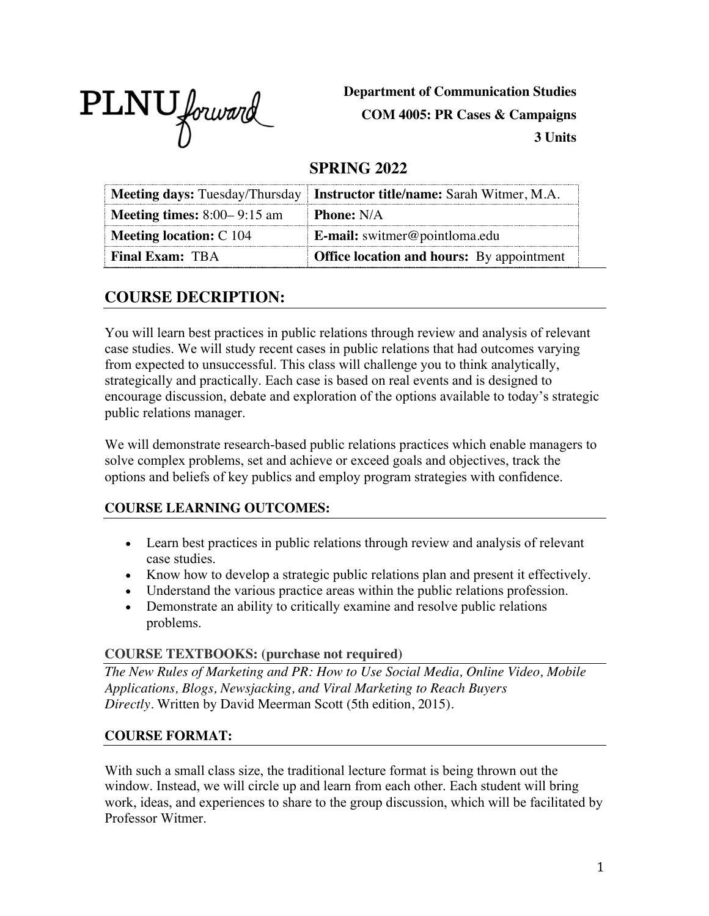PLNU forward

**Department of Communication Studies**
**COM 4005: PR Cases & Campaigns**
**3 Units**

## SPRING 2022

| | |
|---|---|
| **Meeting days:** Tuesday/Thursday | **Instructor title/name:** Sarah Witmer, M.A. |
| **Meeting times:** 8:00– 9:15 am | **Phone:** N/A |
| **Meeting location:** C 104 | **E-mail:** switmer@pointloma.edu |
| **Final Exam:** TBA | **Office location and hours:** By appointment |

## COURSE DECRIPTION:

You will learn best practices in public relations through review and analysis of relevant case studies. We will study recent cases in public relations that had outcomes varying from expected to unsuccessful. This class will challenge you to think analytically, strategically and practically. Each case is based on real events and is designed to encourage discussion, debate and exploration of the options available to today's strategic public relations manager.

We will demonstrate research-based public relations practices which enable managers to solve complex problems, set and achieve or exceed goals and objectives, track the options and beliefs of key publics and employ program strategies with confidence.

### COURSE LEARNING OUTCOMES:

- Learn best practices in public relations through review and analysis of relevant case studies.
- Know how to develop a strategic public relations plan and present it effectively.
- Understand the various practice areas within the public relations profession.
- Demonstrate an ability to critically examine and resolve public relations problems.

### COURSE TEXTBOOKS: (purchase not required)

*The New Rules of Marketing and PR: How to Use Social Media, Online Video, Mobile Applications, Blogs, Newsjacking, and Viral Marketing to Reach Buyers Directly*. Written by David Meerman Scott (5th edition, 2015).

### COURSE FORMAT:

With such a small class size, the traditional lecture format is being thrown out the window. Instead, we will circle up and learn from each other. Each student will bring work, ideas, and experiences to share to the group discussion, which will be facilitated by Professor Witmer.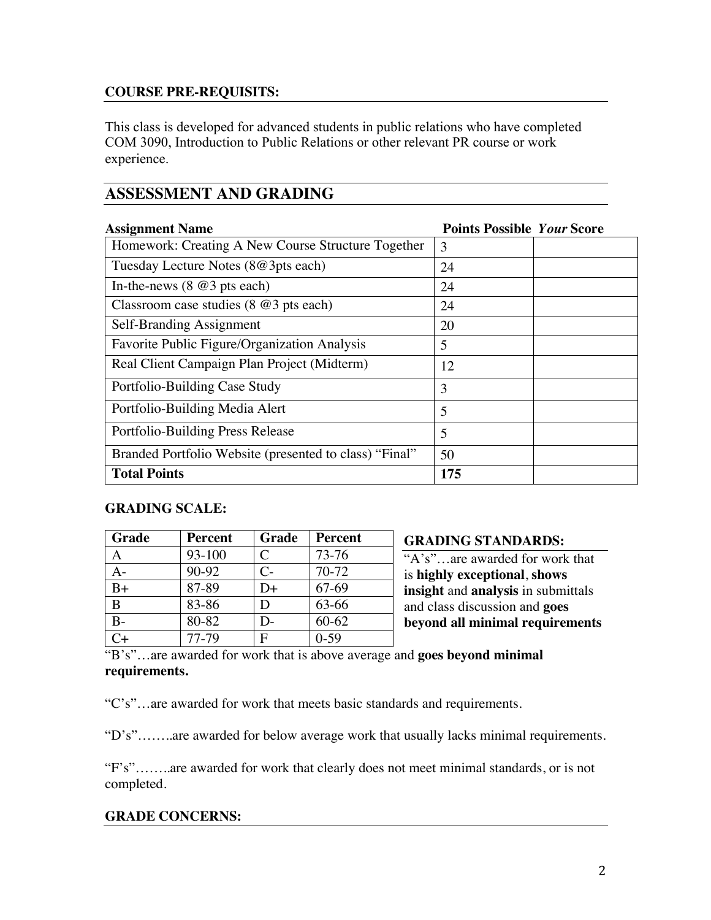**COURSE PRE-REQUISITS:**

This class is developed for advanced students in public relations who have completed COM 3090, Introduction to Public Relations or other relevant PR course or work experience.

## ASSESSMENT AND GRADING

| Assignment Name | Points Possible | *Your* Score |
|---|---|---|
| Homework: Creating A New Course Structure Together | 3 | |
| Tuesday Lecture Notes (8@3pts each) | 24 | |
| In-the-news (8 @3 pts each) | 24 | |
| Classroom case studies (8 @3 pts each) | 24 | |
| Self-Branding Assignment | 20 | |
| Favorite Public Figure/Organization Analysis | 5 | |
| Real Client Campaign Plan Project (Midterm) | 12 | |
| Portfolio-Building Case Study | 3 | |
| Portfolio-Building Media Alert | 5 | |
| Portfolio-Building Press Release | 5 | |
| Branded Portfolio Website (presented to class) "Final" | 50 | |
| **Total Points** | **175** | |

**GRADING SCALE:**

| Grade | Percent | Grade | Percent |
|---|---|---|---|
| A | 93-100 | C | 73-76 |
| A- | 90-92 | C- | 70-72 |
| B+ | 87-89 | D+ | 67-69 |
| B | 83-86 | D | 63-66 |
| B- | 80-82 | D- | 60-62 |
| C+ | 77-79 | F | 0-59 |

**GRADING STANDARDS:**

"A's"…are awarded for work that is **highly exceptional**, **shows insight** and **analysis** in submittals and class discussion and **goes beyond all minimal requirements**

"B's"…are awarded for work that is above average and **goes beyond minimal requirements.**

"C's"…are awarded for work that meets basic standards and requirements.

"D's"……..are awarded for below average work that usually lacks minimal requirements.

"F's"……..are awarded for work that clearly does not meet minimal standards, or is not completed.

**GRADE CONCERNS:**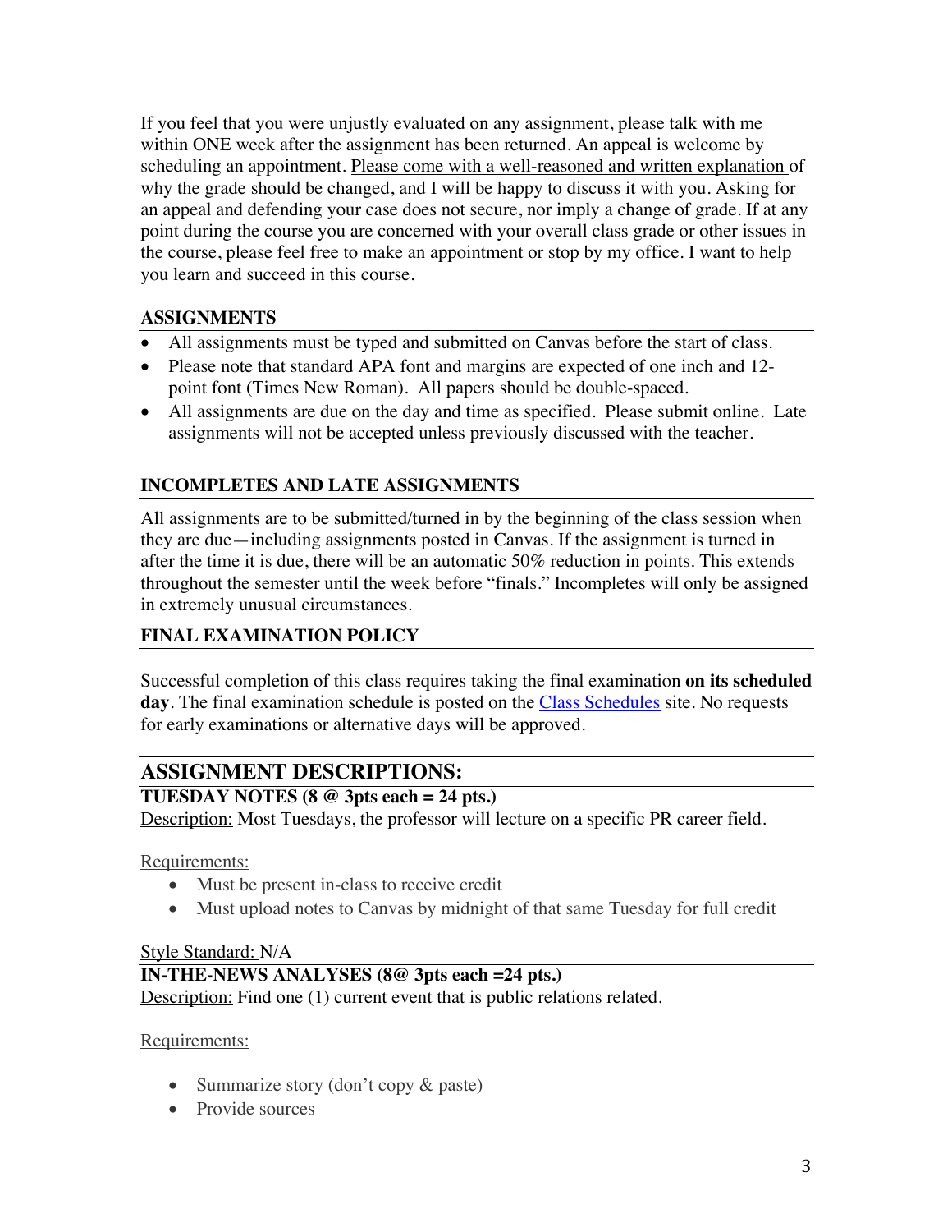If you feel that you were unjustly evaluated on any assignment, please talk with me within ONE week after the assignment has been returned. An appeal is welcome by scheduling an appointment. Please come with a well-reasoned and written explanation of why the grade should be changed, and I will be happy to discuss it with you. Asking for an appeal and defending your case does not secure, nor imply a change of grade. If at any point during the course you are concerned with your overall class grade or other issues in the course, please feel free to make an appointment or stop by my office. I want to help you learn and succeed in this course.

## ASSIGNMENTS

- All assignments must be typed and submitted on Canvas before the start of class.
- Please note that standard APA font and margins are expected of one inch and 12-point font (Times New Roman). All papers should be double-spaced.
- All assignments are due on the day and time as specified. Please submit online. Late assignments will not be accepted unless previously discussed with the teacher.

## INCOMPLETES AND LATE ASSIGNMENTS

All assignments are to be submitted/turned in by the beginning of the class session when they are due—including assignments posted in Canvas. If the assignment is turned in after the time it is due, there will be an automatic 50% reduction in points. This extends throughout the semester until the week before "finals." Incompletes will only be assigned in extremely unusual circumstances.

## FINAL EXAMINATION POLICY

Successful completion of this class requires taking the final examination **on its scheduled day**. The final examination schedule is posted on the Class Schedules site. No requests for early examinations or alternative days will be approved.

# ASSIGNMENT DESCRIPTIONS:

### TUESDAY NOTES (8 @ 3pts each = 24 pts.)

Description: Most Tuesdays, the professor will lecture on a specific PR career field.

Requirements:

- Must be present in-class to receive credit
- Must upload notes to Canvas by midnight of that same Tuesday for full credit

Style Standard: N/A

### IN-THE-NEWS ANALYSES (8@ 3pts each =24 pts.)

Description: Find one (1) current event that is public relations related.

Requirements:

- Summarize story (don't copy & paste)
- Provide sources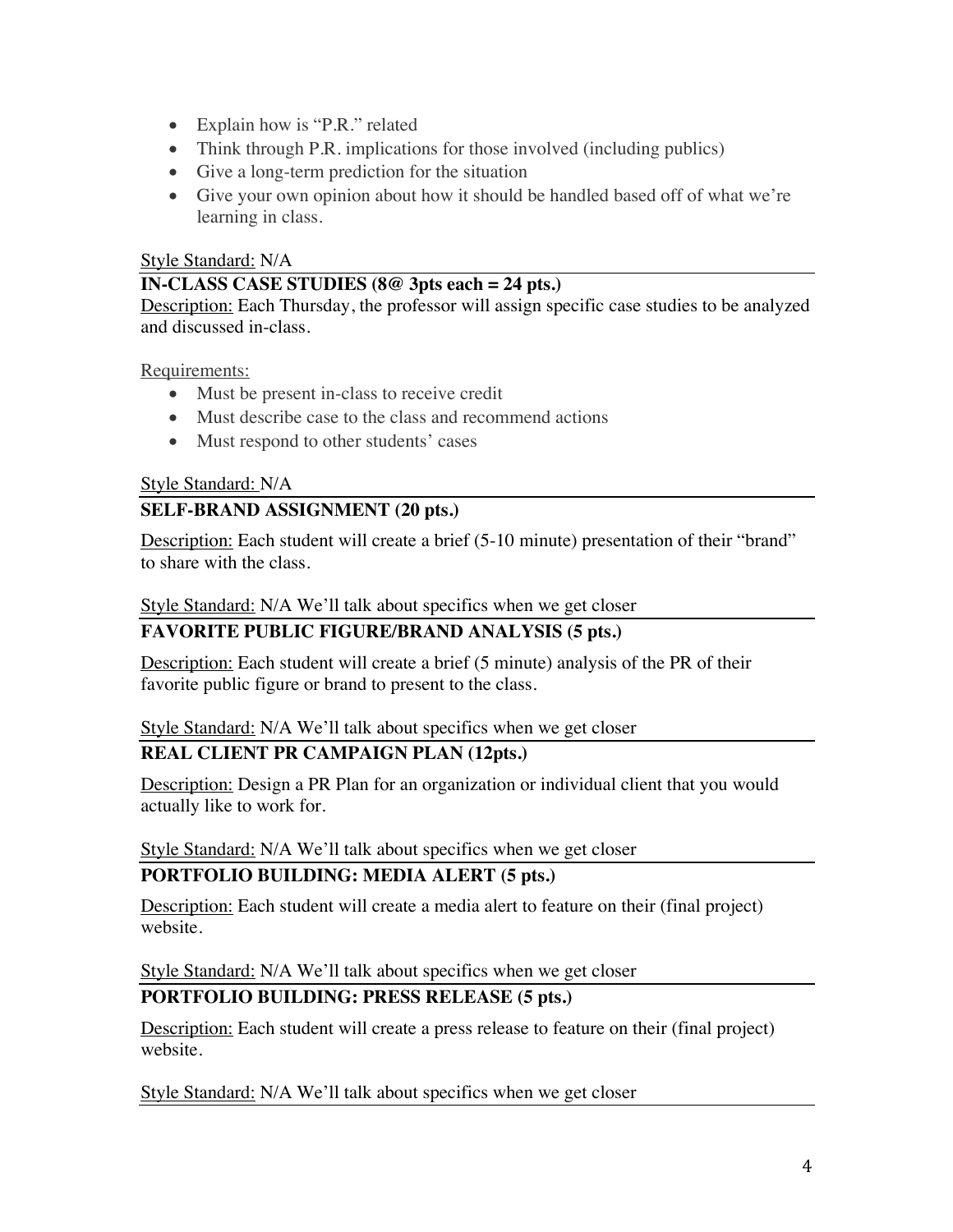- Explain how is "P.R." related
- Think through P.R. implications for those involved (including publics)
- Give a long-term prediction for the situation
- Give your own opinion about how it should be handled based off of what we're learning in class.

Style Standard: N/A

---

**IN-CLASS CASE STUDIES (8@ 3pts each = 24 pts.)**

Description: Each Thursday, the professor will assign specific case studies to be analyzed and discussed in-class.

Requirements:

- Must be present in-class to receive credit
- Must describe case to the class and recommend actions
- Must respond to other students' cases

Style Standard: N/A

---

**SELF-BRAND ASSIGNMENT (20 pts.)**

Description: Each student will create a brief (5-10 minute) presentation of their "brand" to share with the class.

Style Standard: N/A We'll talk about specifics when we get closer

---

**FAVORITE PUBLIC FIGURE/BRAND ANALYSIS (5 pts.)**

Description: Each student will create a brief (5 minute) analysis of the PR of their favorite public figure or brand to present to the class.

Style Standard: N/A We'll talk about specifics when we get closer

---

**REAL CLIENT PR CAMPAIGN PLAN (12pts.)**

Description: Design a PR Plan for an organization or individual client that you would actually like to work for.

Style Standard: N/A We'll talk about specifics when we get closer

---

**PORTFOLIO BUILDING: MEDIA ALERT (5 pts.)**

Description: Each student will create a media alert to feature on their (final project) website.

Style Standard: N/A We'll talk about specifics when we get closer

---

**PORTFOLIO BUILDING: PRESS RELEASE (5 pts.)**

Description: Each student will create a press release to feature on their (final project) website.

Style Standard: N/A We'll talk about specifics when we get closer

---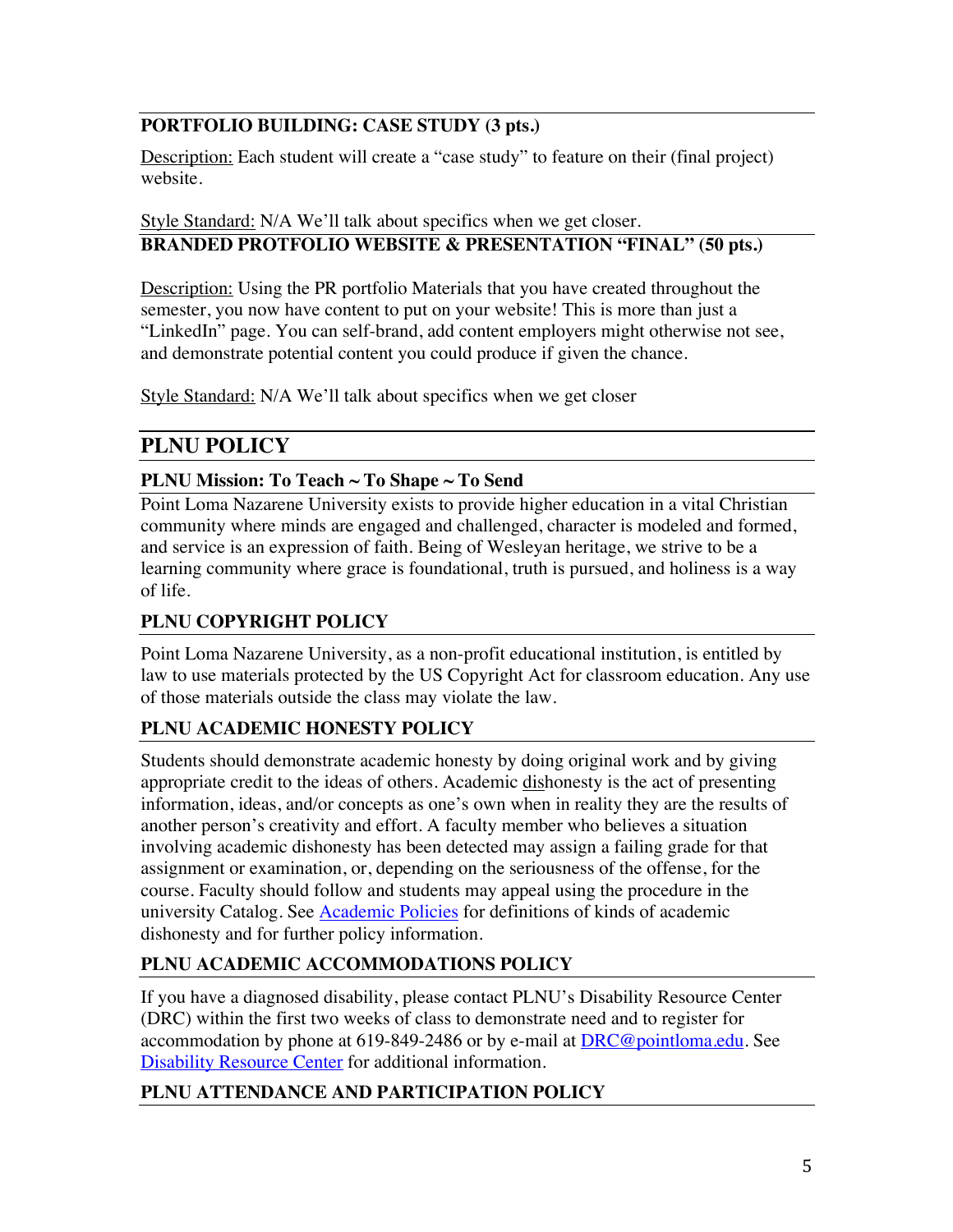### PORTFOLIO BUILDING: CASE STUDY (3 pts.)

Description: Each student will create a "case study" to feature on their (final project) website.

Style Standard: N/A We'll talk about specifics when we get closer.

### BRANDED PROTFOLIO WEBSITE & PRESENTATION "FINAL" (50 pts.)

Description: Using the PR portfolio Materials that you have created throughout the semester, you now have content to put on your website! This is more than just a "LinkedIn" page. You can self-brand, add content employers might otherwise not see, and demonstrate potential content you could produce if given the chance.

Style Standard: N/A We'll talk about specifics when we get closer

## PLNU POLICY

### PLNU Mission: To Teach ~ To Shape ~ To Send

Point Loma Nazarene University exists to provide higher education in a vital Christian community where minds are engaged and challenged, character is modeled and formed, and service is an expression of faith. Being of Wesleyan heritage, we strive to be a learning community where grace is foundational, truth is pursued, and holiness is a way of life.

### PLNU COPYRIGHT POLICY

Point Loma Nazarene University, as a non-profit educational institution, is entitled by law to use materials protected by the US Copyright Act for classroom education. Any use of those materials outside the class may violate the law.

### PLNU ACADEMIC HONESTY POLICY

Students should demonstrate academic honesty by doing original work and by giving appropriate credit to the ideas of others. Academic dishonesty is the act of presenting information, ideas, and/or concepts as one's own when in reality they are the results of another person's creativity and effort. A faculty member who believes a situation involving academic dishonesty has been detected may assign a failing grade for that assignment or examination, or, depending on the seriousness of the offense, for the course. Faculty should follow and students may appeal using the procedure in the university Catalog. See Academic Policies for definitions of kinds of academic dishonesty and for further policy information.

### PLNU ACADEMIC ACCOMMODATIONS POLICY

If you have a diagnosed disability, please contact PLNU's Disability Resource Center (DRC) within the first two weeks of class to demonstrate need and to register for accommodation by phone at 619-849-2486 or by e-mail at DRC@pointloma.edu. See Disability Resource Center for additional information.

### PLNU ATTENDANCE AND PARTICIPATION POLICY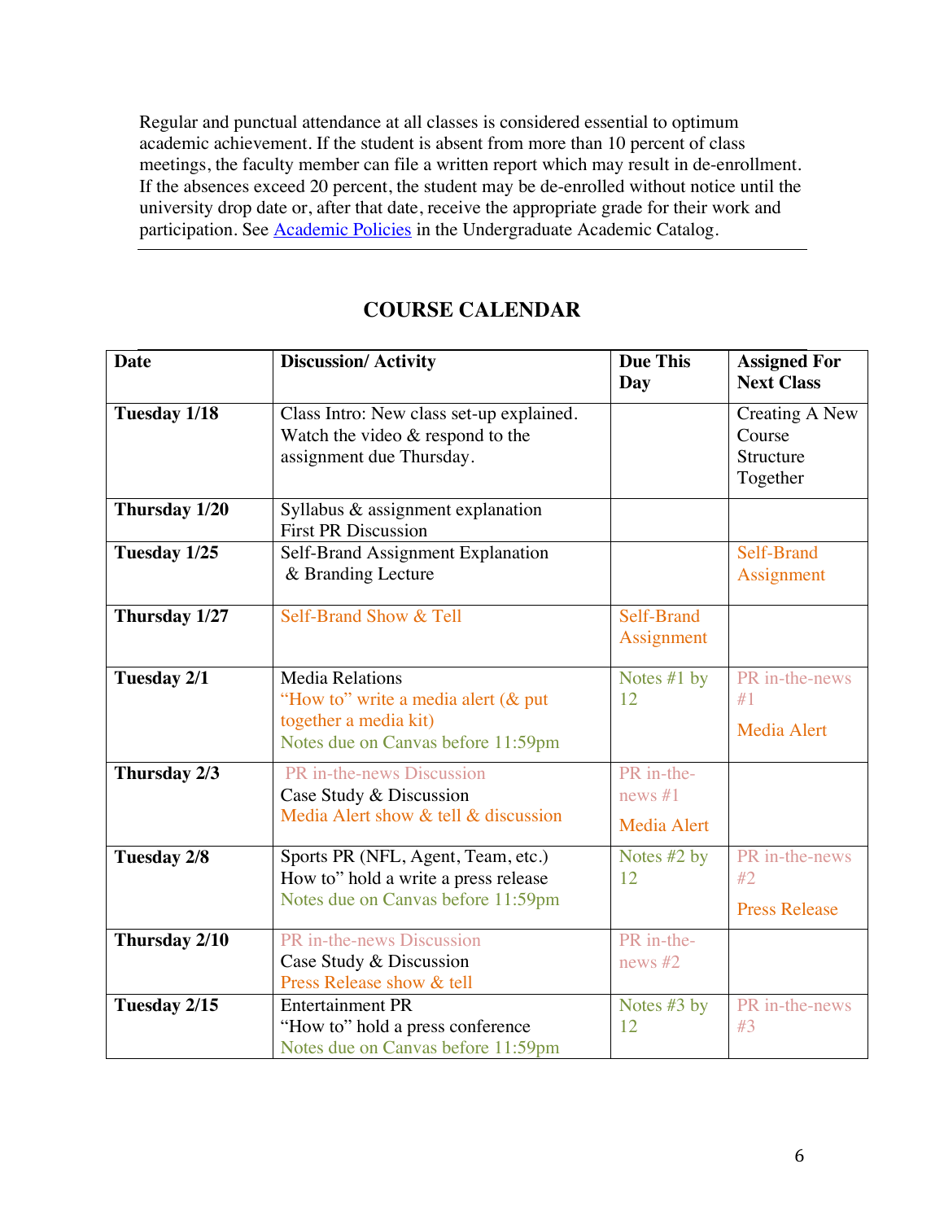Regular and punctual attendance at all classes is considered essential to optimum academic achievement. If the student is absent from more than 10 percent of class meetings, the faculty member can file a written report which may result in de-enrollment. If the absences exceed 20 percent, the student may be de-enrolled without notice until the university drop date or, after that date, receive the appropriate grade for their work and participation. See Academic Policies in the Undergraduate Academic Catalog.

---

## COURSE CALENDAR

| Date | Discussion/ Activity | Due This Day | Assigned For Next Class |
|---|---|---|---|
| **Tuesday 1/18** | Class Intro: New class set-up explained. Watch the video & respond to the assignment due Thursday. | | Creating A New Course Structure Together |
| **Thursday 1/20** | Syllabus & assignment explanation<br>First PR Discussion | | |
| **Tuesday 1/25** | Self-Brand Assignment Explanation & Branding Lecture | | Self-Brand Assignment |
| **Thursday 1/27** | Self-Brand Show & Tell | Self-Brand Assignment | |
| **Tuesday 2/1** | Media Relations<br>"How to" write a media alert (& put together a media kit)<br>Notes due on Canvas before 11:59pm | Notes #1 by 12 | PR in-the-news #1<br>Media Alert |
| **Thursday 2/3** | PR in-the-news Discussion<br>Case Study & Discussion<br>Media Alert show & tell & discussion | PR in-the-news #1<br>Media Alert | |
| **Tuesday 2/8** | Sports PR (NFL, Agent, Team, etc.)<br>How to" hold a write a press release<br>Notes due on Canvas before 11:59pm | Notes #2 by 12 | PR in-the-news #2<br>Press Release |
| **Thursday 2/10** | PR in-the-news Discussion<br>Case Study & Discussion<br>Press Release show & tell | PR in-the-news #2 | |
| **Tuesday 2/15** | Entertainment PR<br>"How to" hold a press conference<br>Notes due on Canvas before 11:59pm | Notes #3 by 12 | PR in-the-news #3 |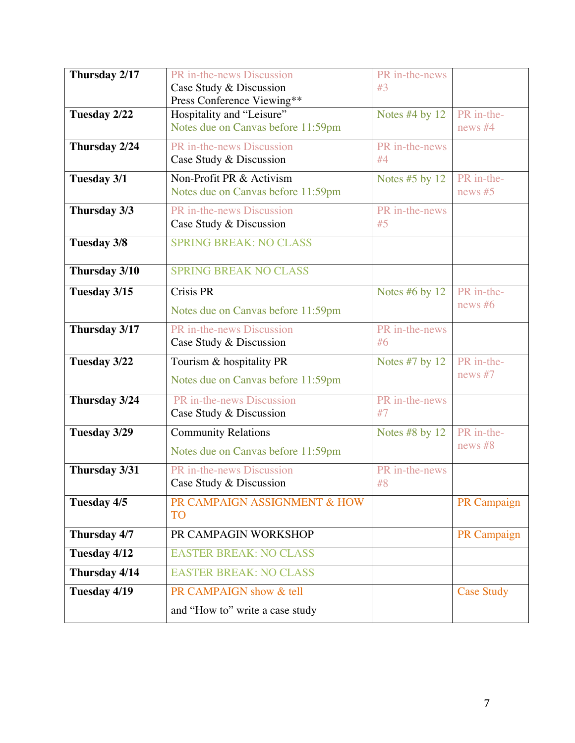| **Thursday 2/17** | PR in-the-news Discussion<br>Case Study & Discussion<br>Press Conference Viewing** | PR in-the-news #3 | |
|---|---|---|---|
| **Tuesday 2/22** | Hospitality and "Leisure"<br>Notes due on Canvas before 11:59pm | Notes #4 by 12 | PR in-the-news #4 |
| **Thursday 2/24** | PR in-the-news Discussion<br>Case Study & Discussion | PR in-the-news #4 | |
| **Tuesday 3/1** | Non-Profit PR & Activism<br>Notes due on Canvas before 11:59pm | Notes #5 by 12 | PR in-the-news #5 |
| **Thursday 3/3** | PR in-the-news Discussion<br>Case Study & Discussion | PR in-the-news #5 | |
| **Tuesday 3/8** | SPRING BREAK: NO CLASS | | |
| **Thursday 3/10** | SPRING BREAK NO CLASS | | |
| **Tuesday 3/15** | Crisis PR<br>Notes due on Canvas before 11:59pm | Notes #6 by 12 | PR in-the-news #6 |
| **Thursday 3/17** | PR in-the-news Discussion<br>Case Study & Discussion | PR in-the-news #6 | |
| **Tuesday 3/22** | Tourism & hospitality PR<br>Notes due on Canvas before 11:59pm | Notes #7 by 12 | PR in-the-news #7 |
| **Thursday 3/24** | PR in-the-news Discussion<br>Case Study & Discussion | PR in-the-news #7 | |
| **Tuesday 3/29** | Community Relations<br>Notes due on Canvas before 11:59pm | Notes #8 by 12 | PR in-the-news #8 |
| **Thursday 3/31** | PR in-the-news Discussion<br>Case Study & Discussion | PR in-the-news #8 | |
| **Tuesday 4/5** | PR CAMPAIGN ASSIGNMENT & HOW TO | | PR Campaign |
| **Thursday 4/7** | PR CAMPAGIN WORKSHOP | | PR Campaign |
| **Tuesday 4/12** | EASTER BREAK: NO CLASS | | |
| **Thursday 4/14** | EASTER BREAK: NO CLASS | | |
| **Tuesday 4/19** | PR CAMPAIGN show & tell<br>and "How to" write a case study | | Case Study |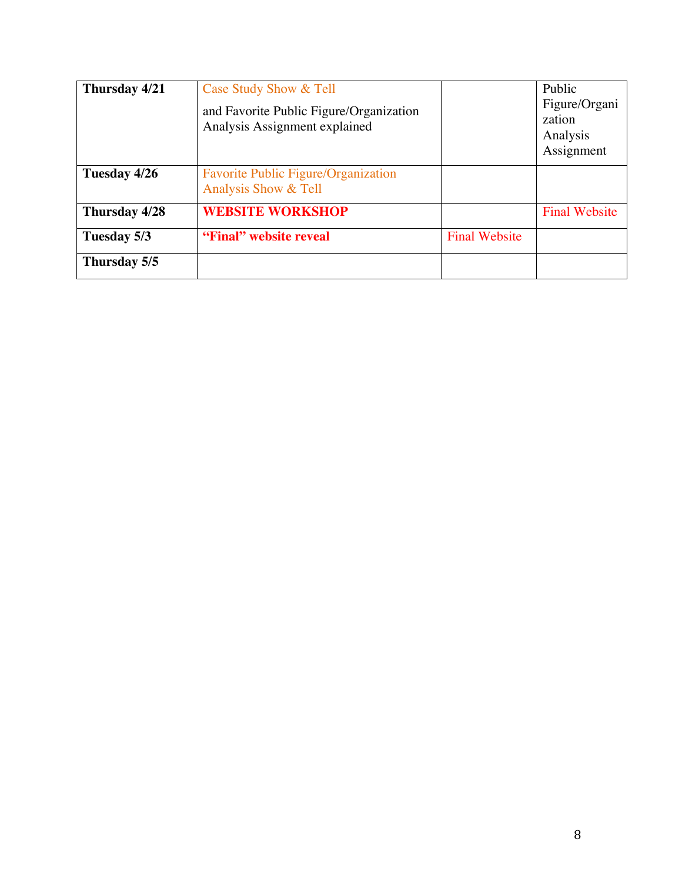| | | | |
|---|---|---|---|
| **Thursday 4/21** | Case Study Show & Tell<br><br>and Favorite Public Figure/Organization Analysis Assignment explained | | Public Figure/Organization Analysis Assignment |
| **Tuesday 4/26** | Favorite Public Figure/Organization Analysis Show & Tell | | |
| **Thursday 4/28** | **WEBSITE WORKSHOP** | | Final Website |
| **Tuesday 5/3** | **“Final” website reveal** | Final Website | |
| **Thursday 5/5** | | | |